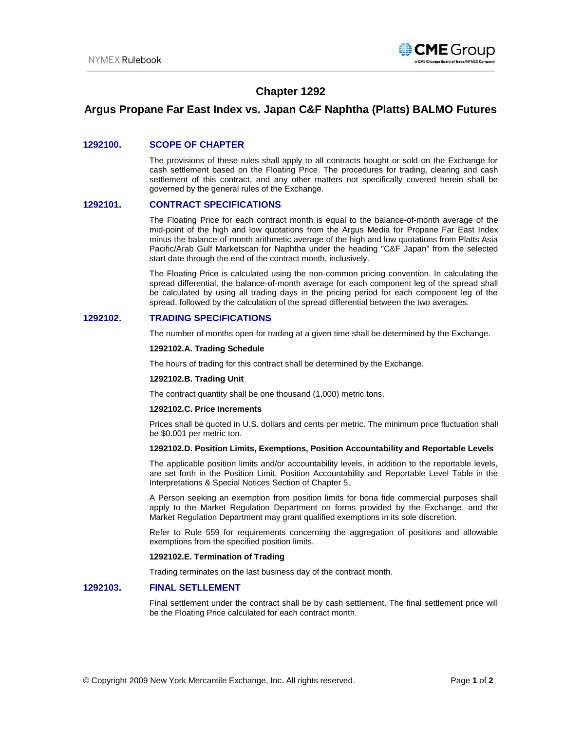# Chapter 1292

## Argus Propane Far East Index vs. Japan C&F Naphtha (Platts) BALMO Futures

### 1292100. SCOPE OF CHAPTER

The provisions of these rules shall apply to all contracts bought or sold on the Exchange for cash settlement based on the Floating Price. The procedures for trading, clearing and cash settlement of this contract, and any other matters not specifically covered herein shall be governed by the general rules of the Exchange.

### 1292101. CONTRACT SPECIFICATIONS

The Floating Price for each contract month is equal to the balance-of-month average of the mid-point of the high and low quotations from the Argus Media for Propane Far East Index minus the balance-of-month arithmetic average of the high and low quotations from Platts Asia Pacific/Arab Gulf Marketscan for Naphtha under the heading "C&F Japan" from the selected start date through the end of the contract month, inclusively.

The Floating Price is calculated using the non-common pricing convention. In calculating the spread differential, the balance-of-month average for each component leg of the spread shall be calculated by using all trading days in the pricing period for each component leg of the spread, followed by the calculation of the spread differential between the two averages.

### 1292102. TRADING SPECIFICATIONS

The number of months open for trading at a given time shall be determined by the Exchange.

**1292102.A. Trading Schedule**

The hours of trading for this contract shall be determined by the Exchange.

**1292102.B. Trading Unit**

The contract quantity shall be one thousand (1,000) metric tons.

**1292102.C. Price Increments**

Prices shall be quoted in U.S. dollars and cents per metric. The minimum price fluctuation shall be $0.001 per metric ton.

**1292102.D. Position Limits, Exemptions, Position Accountability and Reportable Levels**

The applicable position limits and/or accountability levels, in addition to the reportable levels, are set forth in the Position Limit, Position Accountability and Reportable Level Table in the Interpretations & Special Notices Section of Chapter 5.

A Person seeking an exemption from position limits for bona fide commercial purposes shall apply to the Market Regulation Department on forms provided by the Exchange, and the Market Regulation Department may grant qualified exemptions in its sole discretion.

Refer to Rule 559 for requirements concerning the aggregation of positions and allowable exemptions from the specified position limits.

**1292102.E. Termination of Trading**

Trading terminates on the last business day of the contract month.

### 1292103. FINAL SETLLEMENT

Final settlement under the contract shall be by cash settlement. The final settlement price will be the Floating Price calculated for each contract month.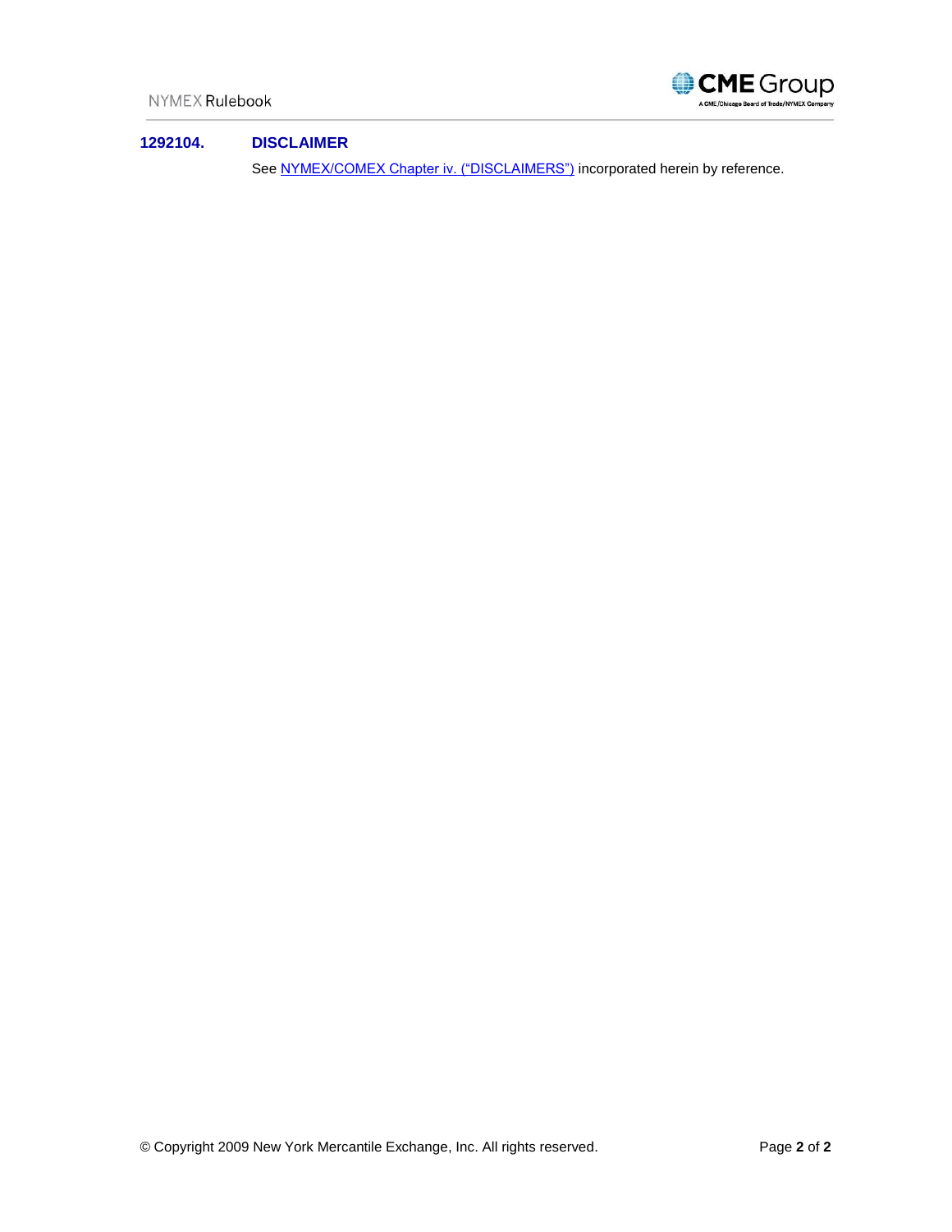### 1292104. DISCLAIMER

See NYMEX/COMEX Chapter iv. ("DISCLAIMERS") incorporated herein by reference.